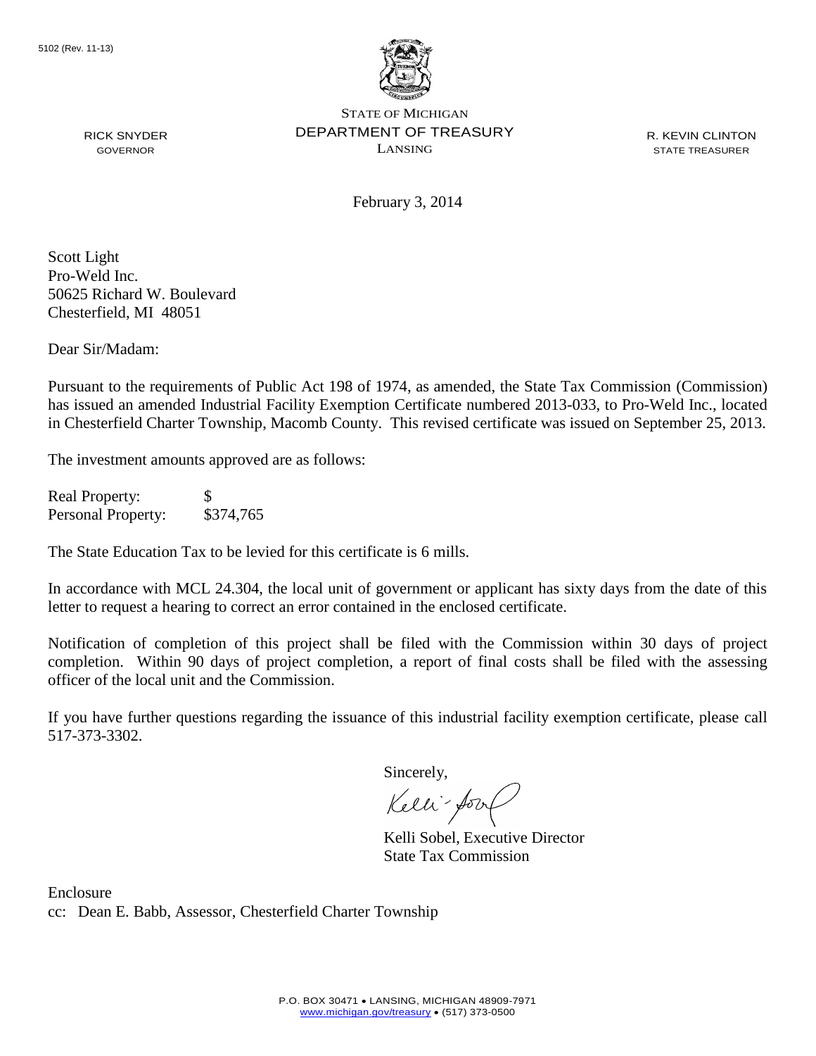5102 (Rev. 11-13)

STATE OF MICHIGAN
DEPARTMENT OF TREASURY
LANSING

RICK SNYDER
GOVERNOR

R. KEVIN CLINTON
STATE TREASURER

February 3, 2014

Scott Light
Pro-Weld Inc.
50625 Richard W. Boulevard
Chesterfield, MI 48051

Dear Sir/Madam:

Pursuant to the requirements of Public Act 198 of 1974, as amended, the State Tax Commission (Commission) has issued an amended Industrial Facility Exemption Certificate numbered 2013-033, to Pro-Weld Inc., located in Chesterfield Charter Township, Macomb County. This revised certificate was issued on September 25, 2013.

The investment amounts approved are as follows:

| | |
|---|---|
| Real Property: | $ |
| Personal Property: | $374,765 |

The State Education Tax to be levied for this certificate is 6 mills.

In accordance with MCL 24.304, the local unit of government or applicant has sixty days from the date of this letter to request a hearing to correct an error contained in the enclosed certificate.

Notification of completion of this project shall be filed with the Commission within 30 days of project completion. Within 90 days of project completion, a report of final costs shall be filed with the assessing officer of the local unit and the Commission.

If you have further questions regarding the issuance of this industrial facility exemption certificate, please call 517-373-3302.

Sincerely,

Kelli Sobel, Executive Director
State Tax Commission

Enclosure
cc: Dean E. Babb, Assessor, Chesterfield Charter Township

P.O. BOX 30471 • LANSING, MICHIGAN 48909-7971
www.michigan.gov/treasury • (517) 373-0500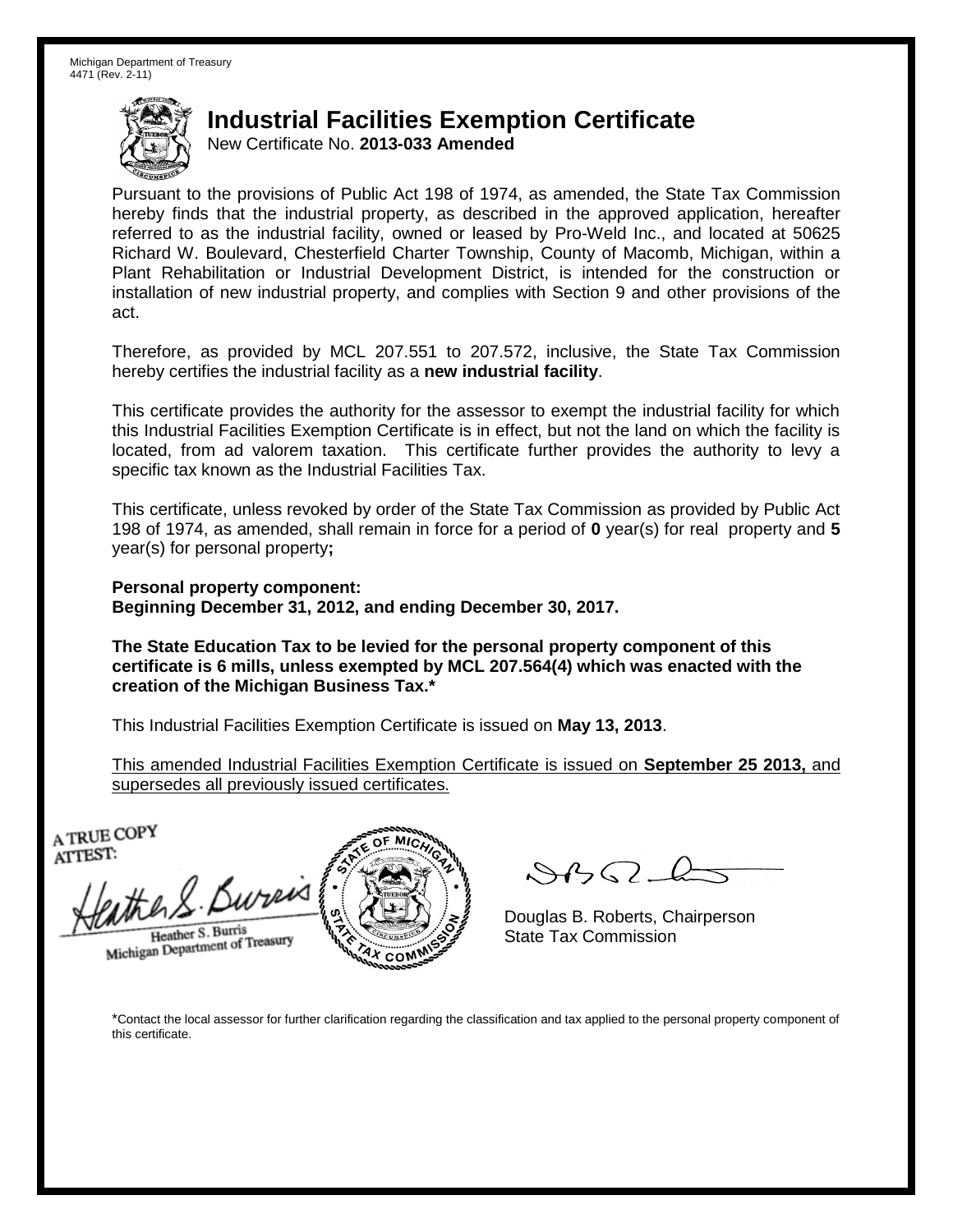Michigan Department of Treasury
4471 (Rev. 2-11)

# Industrial Facilities Exemption Certificate

New Certificate No. **2013-033 Amended**

Pursuant to the provisions of Public Act 198 of 1974, as amended, the State Tax Commission hereby finds that the industrial property, as described in the approved application, hereafter referred to as the industrial facility, owned or leased by Pro-Weld Inc., and located at 50625 Richard W. Boulevard, Chesterfield Charter Township, County of Macomb, Michigan, within a Plant Rehabilitation or Industrial Development District, is intended for the construction or installation of new industrial property, and complies with Section 9 and other provisions of the act.

Therefore, as provided by MCL 207.551 to 207.572, inclusive, the State Tax Commission hereby certifies the industrial facility as a **new industrial facility**.

This certificate provides the authority for the assessor to exempt the industrial facility for which this Industrial Facilities Exemption Certificate is in effect, but not the land on which the facility is located, from ad valorem taxation. This certificate further provides the authority to levy a specific tax known as the Industrial Facilities Tax.

This certificate, unless revoked by order of the State Tax Commission as provided by Public Act 198 of 1974, as amended, shall remain in force for a period of **0** year(s) for real property and **5** year(s) for personal property**;**

**Personal property component:**
**Beginning December 31, 2012, and ending December 30, 2017.**

**The State Education Tax to be levied for the personal property component of this certificate is 6 mills, unless exempted by MCL 207.564(4) which was enacted with the creation of the Michigan Business Tax.***

This Industrial Facilities Exemption Certificate is issued on **May 13, 2013**.

This amended Industrial Facilities Exemption Certificate is issued on **September 25 2013,** and supersedes all previously issued certificates.

A TRUE COPY
ATTEST:

Heather S. Burris
Michigan Department of Treasury

Douglas B. Roberts, Chairperson
State Tax Commission

*Contact the local assessor for further clarification regarding the classification and tax applied to the personal property component of this certificate.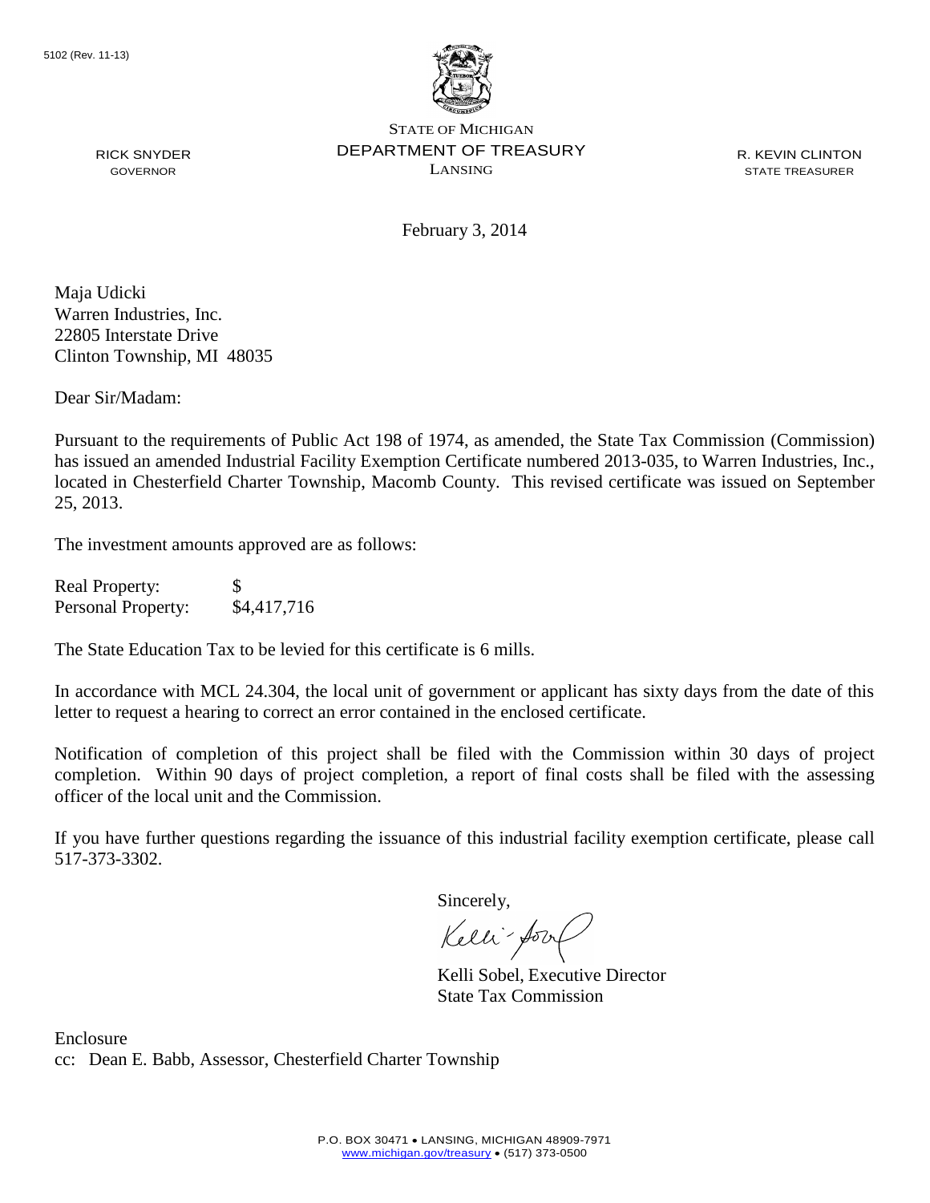5102 (Rev. 11-13)

STATE OF MICHIGAN
DEPARTMENT OF TREASURY
LANSING

RICK SNYDER
GOVERNOR

R. KEVIN CLINTON
STATE TREASURER

February 3, 2014

Maja Udicki
Warren Industries, Inc.
22805 Interstate Drive
Clinton Township, MI 48035

Dear Sir/Madam:

Pursuant to the requirements of Public Act 198 of 1974, as amended, the State Tax Commission (Commission) has issued an amended Industrial Facility Exemption Certificate numbered 2013-035, to Warren Industries, Inc., located in Chesterfield Charter Township, Macomb County. This revised certificate was issued on September 25, 2013.

The investment amounts approved are as follows:

| | |
|---|---|
| Real Property: | $ |
| Personal Property: | $4,417,716 |

The State Education Tax to be levied for this certificate is 6 mills.

In accordance with MCL 24.304, the local unit of government or applicant has sixty days from the date of this letter to request a hearing to correct an error contained in the enclosed certificate.

Notification of completion of this project shall be filed with the Commission within 30 days of project completion. Within 90 days of project completion, a report of final costs shall be filed with the assessing officer of the local unit and the Commission.

If you have further questions regarding the issuance of this industrial facility exemption certificate, please call 517-373-3302.

Sincerely,

Kelli Sobel, Executive Director
State Tax Commission

Enclosure
cc: Dean E. Babb, Assessor, Chesterfield Charter Township

P.O. BOX 30471 • LANSING, MICHIGAN 48909-7971
www.michigan.gov/treasury • (517) 373-0500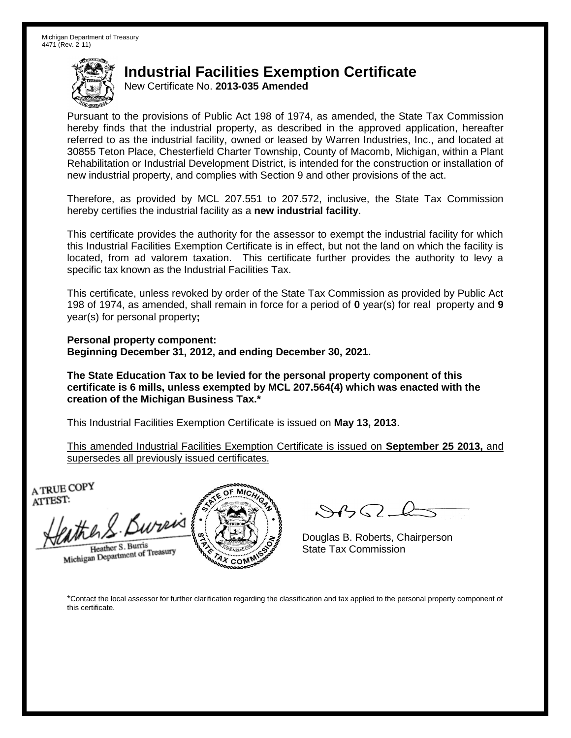Michigan Department of Treasury
4471 (Rev. 2-11)

# Industrial Facilities Exemption Certificate

New Certificate No. **2013-035 Amended**

Pursuant to the provisions of Public Act 198 of 1974, as amended, the State Tax Commission hereby finds that the industrial property, as described in the approved application, hereafter referred to as the industrial facility, owned or leased by Warren Industries, Inc., and located at 30855 Teton Place, Chesterfield Charter Township, County of Macomb, Michigan, within a Plant Rehabilitation or Industrial Development District, is intended for the construction or installation of new industrial property, and complies with Section 9 and other provisions of the act.

Therefore, as provided by MCL 207.551 to 207.572, inclusive, the State Tax Commission hereby certifies the industrial facility as a **new industrial facility**.

This certificate provides the authority for the assessor to exempt the industrial facility for which this Industrial Facilities Exemption Certificate is in effect, but not the land on which the facility is located, from ad valorem taxation. This certificate further provides the authority to levy a specific tax known as the Industrial Facilities Tax.

This certificate, unless revoked by order of the State Tax Commission as provided by Public Act 198 of 1974, as amended, shall remain in force for a period of **0** year(s) for real property and **9** year(s) for personal property**;**

**Personal property component:**
**Beginning December 31, 2012, and ending December 30, 2021.**

**The State Education Tax to be levied for the personal property component of this certificate is 6 mills, unless exempted by MCL 207.564(4) which was enacted with the creation of the Michigan Business Tax.***

This Industrial Facilities Exemption Certificate is issued on **May 13, 2013**.

This amended Industrial Facilities Exemption Certificate is issued on **September 25 2013,** and supersedes all previously issued certificates.

A TRUE COPY
ATTEST:

Heather S. Burris
Michigan Department of Treasury

Douglas B. Roberts, Chairperson
State Tax Commission

*Contact the local assessor for further clarification regarding the classification and tax applied to the personal property component of this certificate.